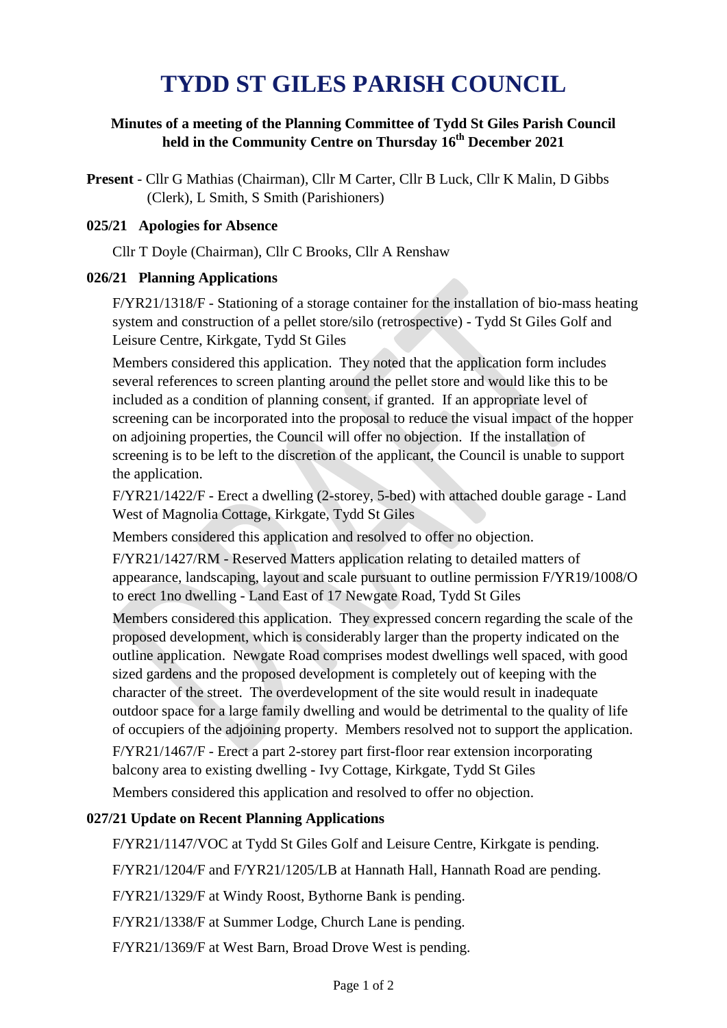# TYDD ST GILES PARISH COUNCIL

**Minutes of a meeting of the Planning Committee of Tydd St Giles Parish Council held in the Community Centre on Thursday 16th December 2021**

**Present** - Cllr G Mathias (Chairman), Cllr M Carter, Cllr B Luck, Cllr K Malin, D Gibbs (Clerk), L Smith, S Smith (Parishioners)

### 025/21 Apologies for Absence

Cllr T Doyle (Chairman), Cllr C Brooks, Cllr A Renshaw

### 026/21 Planning Applications

F/YR21/1318/F - Stationing of a storage container for the installation of bio-mass heating system and construction of a pellet store/silo (retrospective) - Tydd St Giles Golf and Leisure Centre, Kirkgate, Tydd St Giles

Members considered this application. They noted that the application form includes several references to screen planting around the pellet store and would like this to be included as a condition of planning consent, if granted. If an appropriate level of screening can be incorporated into the proposal to reduce the visual impact of the hopper on adjoining properties, the Council will offer no objection. If the installation of screening is to be left to the discretion of the applicant, the Council is unable to support the application.

F/YR21/1422/F - Erect a dwelling (2-storey, 5-bed) with attached double garage - Land West of Magnolia Cottage, Kirkgate, Tydd St Giles

Members considered this application and resolved to offer no objection.

F/YR21/1427/RM - Reserved Matters application relating to detailed matters of appearance, landscaping, layout and scale pursuant to outline permission F/YR19/1008/O to erect 1no dwelling - Land East of 17 Newgate Road, Tydd St Giles

Members considered this application. They expressed concern regarding the scale of the proposed development, which is considerably larger than the property indicated on the outline application. Newgate Road comprises modest dwellings well spaced, with good sized gardens and the proposed development is completely out of keeping with the character of the street. The overdevelopment of the site would result in inadequate outdoor space for a large family dwelling and would be detrimental to the quality of life of occupiers of the adjoining property. Members resolved not to support the application.

F/YR21/1467/F - Erect a part 2-storey part first-floor rear extension incorporating balcony area to existing dwelling - Ivy Cottage, Kirkgate, Tydd St Giles

Members considered this application and resolved to offer no objection.

### 027/21 Update on Recent Planning Applications

F/YR21/1147/VOC at Tydd St Giles Golf and Leisure Centre, Kirkgate is pending.

F/YR21/1204/F and F/YR21/1205/LB at Hannath Hall, Hannath Road are pending.

F/YR21/1329/F at Windy Roost, Bythorne Bank is pending.

F/YR21/1338/F at Summer Lodge, Church Lane is pending.

F/YR21/1369/F at West Barn, Broad Drove West is pending.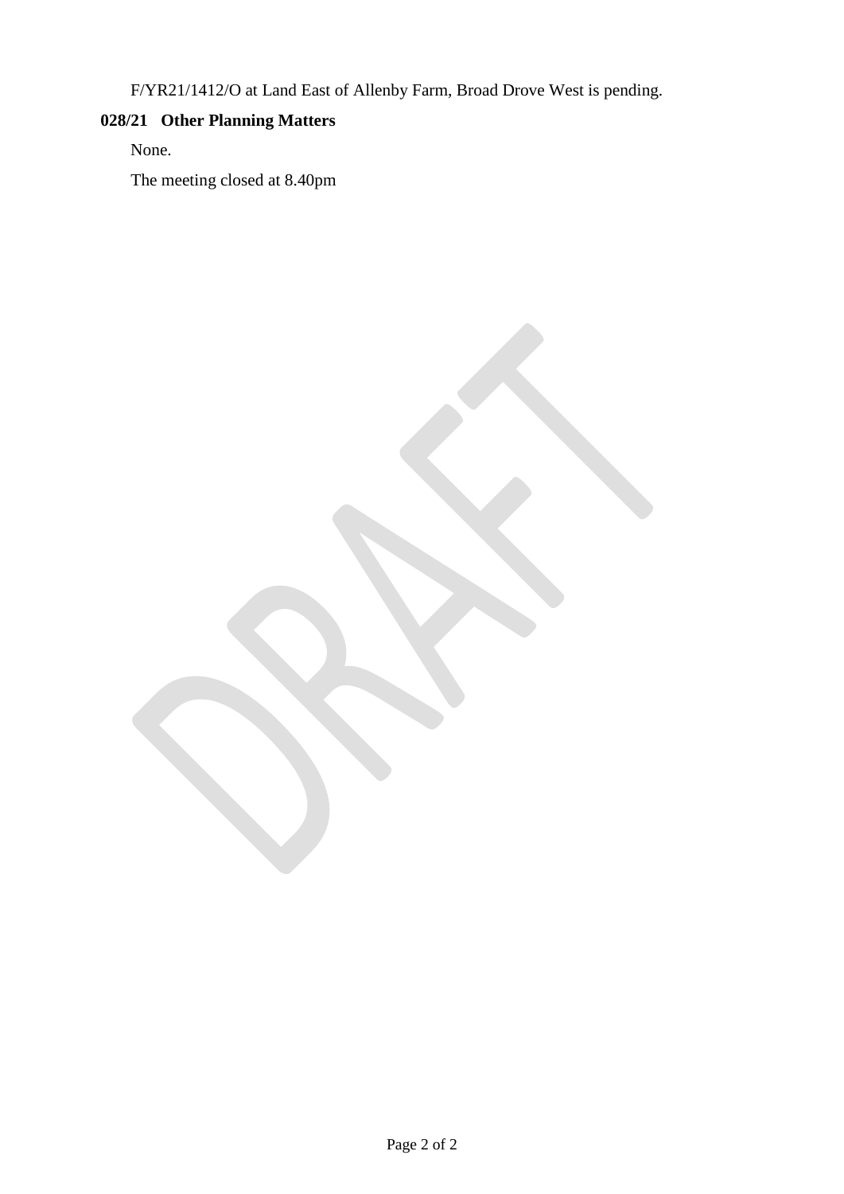F/YR21/1412/O at Land East of Allenby Farm, Broad Drove West is pending.

**028/21 Other Planning Matters**

None.

The meeting closed at 8.40pm